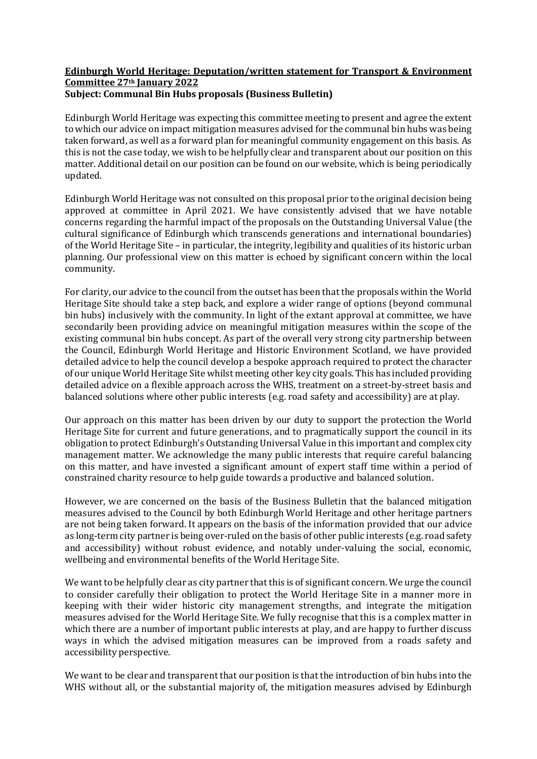**Edinburgh World Heritage: Deputation/written statement for Transport & Environment Committee 27th January 2022**

**Subject: Communal Bin Hubs proposals (Business Bulletin)**

Edinburgh World Heritage was expecting this committee meeting to present and agree the extent to which our advice on impact mitigation measures advised for the communal bin hubs was being taken forward, as well as a forward plan for meaningful community engagement on this basis. As this is not the case today, we wish to be helpfully clear and transparent about our position on this matter. Additional detail on our position can be found on our website, which is being periodically updated.

Edinburgh World Heritage was not consulted on this proposal prior to the original decision being approved at committee in April 2021. We have consistently advised that we have notable concerns regarding the harmful impact of the proposals on the Outstanding Universal Value (the cultural significance of Edinburgh which transcends generations and international boundaries) of the World Heritage Site – in particular, the integrity, legibility and qualities of its historic urban planning. Our professional view on this matter is echoed by significant concern within the local community.

For clarity, our advice to the council from the outset has been that the proposals within the World Heritage Site should take a step back, and explore a wider range of options (beyond communal bin hubs) inclusively with the community. In light of the extant approval at committee, we have secondarily been providing advice on meaningful mitigation measures within the scope of the existing communal bin hubs concept. As part of the overall very strong city partnership between the Council, Edinburgh World Heritage and Historic Environment Scotland, we have provided detailed advice to help the council develop a bespoke approach required to protect the character of our unique World Heritage Site whilst meeting other key city goals. This has included providing detailed advice on a flexible approach across the WHS, treatment on a street-by-street basis and balanced solutions where other public interests (e.g. road safety and accessibility) are at play.

Our approach on this matter has been driven by our duty to support the protection the World Heritage Site for current and future generations, and to pragmatically support the council in its obligation to protect Edinburgh's Outstanding Universal Value in this important and complex city management matter. We acknowledge the many public interests that require careful balancing on this matter, and have invested a significant amount of expert staff time within a period of constrained charity resource to help guide towards a productive and balanced solution.

However, we are concerned on the basis of the Business Bulletin that the balanced mitigation measures advised to the Council by both Edinburgh World Heritage and other heritage partners are not being taken forward. It appears on the basis of the information provided that our advice as long-term city partner is being over-ruled on the basis of other public interests (e.g. road safety and accessibility) without robust evidence, and notably under-valuing the social, economic, wellbeing and environmental benefits of the World Heritage Site.

We want to be helpfully clear as city partner that this is of significant concern. We urge the council to consider carefully their obligation to protect the World Heritage Site in a manner more in keeping with their wider historic city management strengths, and integrate the mitigation measures advised for the World Heritage Site. We fully recognise that this is a complex matter in which there are a number of important public interests at play, and are happy to further discuss ways in which the advised mitigation measures can be improved from a roads safety and accessibility perspective.

We want to be clear and transparent that our position is that the introduction of bin hubs into the WHS without all, or the substantial majority of, the mitigation measures advised by Edinburgh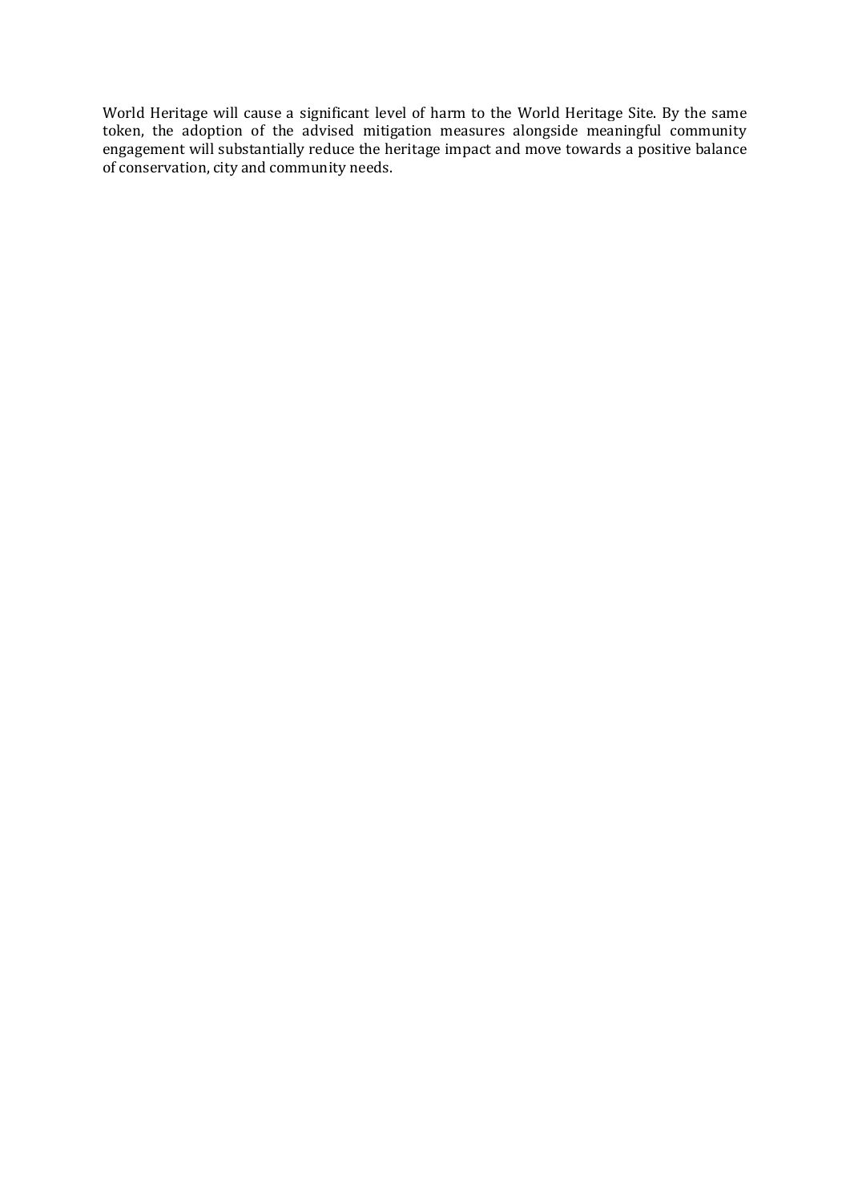World Heritage will cause a significant level of harm to the World Heritage Site. By the same token, the adoption of the advised mitigation measures alongside meaningful community engagement will substantially reduce the heritage impact and move towards a positive balance of conservation, city and community needs.